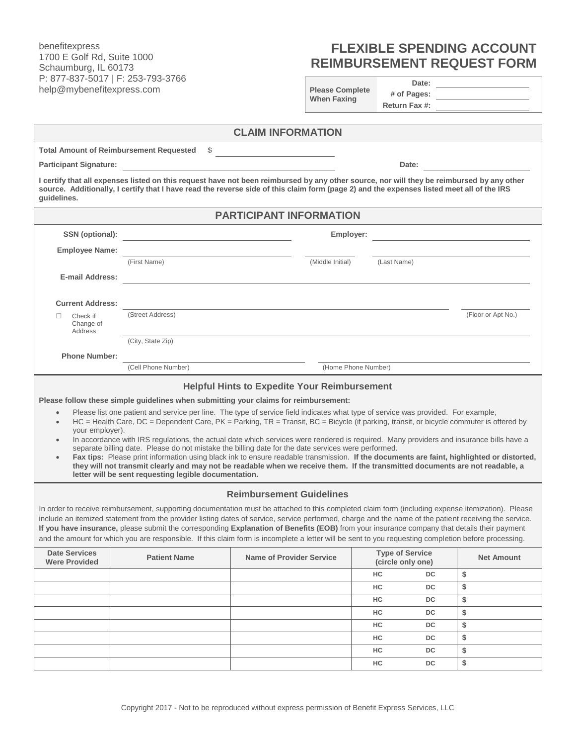benefitexpress
1700 E Golf Rd, Suite 1000
Schaumburg, IL 60173
P: 877-837-5017 | F: 253-793-3766
help@mybenefitexpress.com

# FLEXIBLE SPENDING ACCOUNT REIMBURSEMENT REQUEST FORM

| Please Complete When Faxing | |
|---|---|
| Date: | ____________ |
| # of Pages: | ____________ |
| Return Fax #: | ____________ |

## CLAIM INFORMATION

**Total Amount of Reimbursement Requested** $ ____________

**Participant Signature:** ____________ **Date:** ____________

**I certify that all expenses listed on this request have not been reimbursed by any other source, nor will they be reimbursed by any other source. Additionally, I certify that I have read the reverse side of this claim form (page 2) and the expenses listed meet all of the IRS guidelines.**

## PARTICIPANT INFORMATION

**SSN (optional):** ____________ **Employer:** ____________

**Employee Name:** ____________ (First Name) ____________ (Middle Initial) ____________ (Last Name)

**E-mail Address:** ____________

**Current Address:** ____________ (Street Address) ____________ (Floor or Apt No.)

☐ Check if Change of Address

____________ (City, State Zip)

**Phone Number:** ____________ (Cell Phone Number) ____________ (Home Phone Number)

### Helpful Hints to Expedite Your Reimbursement

**Please follow these simple guidelines when submitting your claims for reimbursement:**

- Please list one patient and service per line. The type of service field indicates what type of service was provided. For example,
- HC = Health Care, DC = Dependent Care, PK = Parking, TR = Transit, BC = Bicycle (if parking, transit, or bicycle commuter is offered by your employer).
- In accordance with IRS regulations, the actual date which services were rendered is required. Many providers and insurance bills have a separate billing date. Please do not mistake the billing date for the date services were performed.
- **Fax tips:** Please print information using black ink to ensure readable transmission. **If the documents are faint, highlighted or distorted, they will not transmit clearly and may not be readable when we receive them. If the transmitted documents are not readable, a letter will be sent requesting legible documentation.**

### Reimbursement Guidelines

In order to receive reimbursement, supporting documentation must be attached to this completed claim form (including expense itemization). Please include an itemized statement from the provider listing dates of service, service performed, charge and the name of the patient receiving the service. **If you have insurance,** please submit the corresponding **Explanation of Benefits (EOB)** from your insurance company that details their payment and the amount for which you are responsible. If this claim form is incomplete a letter will be sent to you requesting completion before processing.

| Date Services Were Provided | Patient Name | Name of Provider Service | Type of Service (circle only one) | Net Amount |
|---|---|---|---|---|
| | | | HC DC | $ |
| | | | HC DC | $ |
| | | | HC DC | $ |
| | | | HC DC | $ |
| | | | HC DC | $ |
| | | | HC DC | $ |
| | | | HC DC | $ |
| | | | HC DC | $ |

Copyright 2017 - Not to be reproduced without express permission of Benefit Express Services, LLC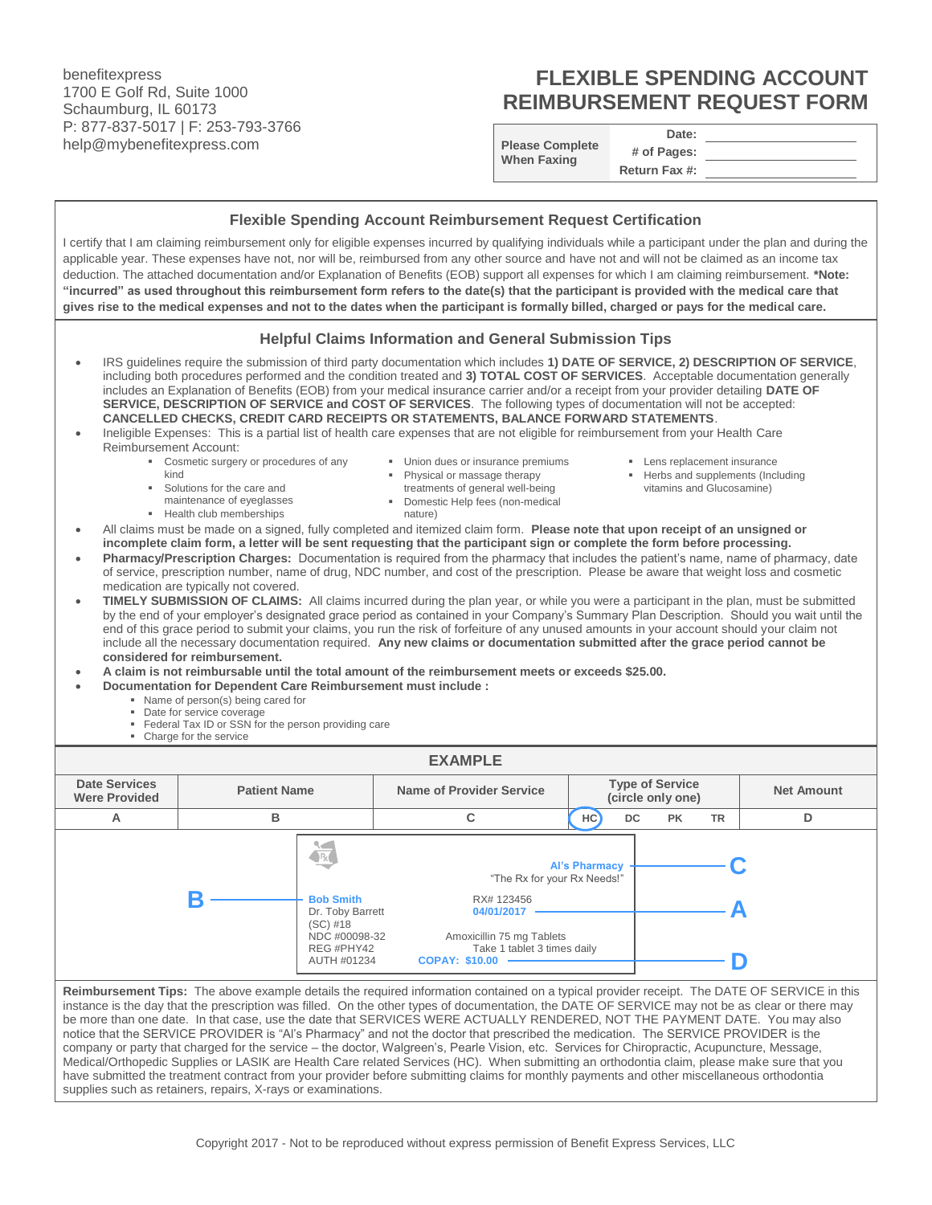benefitexpress
1700 E Golf Rd, Suite 1000
Schaumburg, IL 60173
P: 877-837-5017 | F: 253-793-3766
help@mybenefitexpress.com

# FLEXIBLE SPENDING ACCOUNT REIMBURSEMENT REQUEST FORM

| Please Complete When Faxing | |
|---|---|
| | Date: |
| | # of Pages: |
| | Return Fax #: |

## Flexible Spending Account Reimbursement Request Certification

I certify that I am claiming reimbursement only for eligible expenses incurred by qualifying individuals while a participant under the plan and during the applicable year. These expenses have not, nor will be, reimbursed from any other source and have not and will not be claimed as an income tax deduction. The attached documentation and/or Explanation of Benefits (EOB) support all expenses for which I am claiming reimbursement. **\*Note: "incurred" as used throughout this reimbursement form refers to the date(s) that the participant is provided with the medical care that gives rise to the medical expenses and not to the dates when the participant is formally billed, charged or pays for the medical care.**

## Helpful Claims Information and General Submission Tips

- IRS guidelines require the submission of third party documentation which includes **1) DATE OF SERVICE, 2) DESCRIPTION OF SERVICE**, including both procedures performed and the condition treated and **3) TOTAL COST OF SERVICES**. Acceptable documentation generally includes an Explanation of Benefits (EOB) from your medical insurance carrier and/or a receipt from your provider detailing **DATE OF SERVICE, DESCRIPTION OF SERVICE and COST OF SERVICES**. The following types of documentation will not be accepted: **CANCELLED CHECKS, CREDIT CARD RECEIPTS OR STATEMENTS, BALANCE FORWARD STATEMENTS**.
- Ineligible Expenses: This is a partial list of health care expenses that are not eligible for reimbursement from your Health Care Reimbursement Account:
  - Cosmetic surgery or procedures of any kind
  - Solutions for the care and maintenance of eyeglasses
  - Health club memberships
  - Union dues or insurance premiums
  - Physical or massage therapy treatments of general well-being
  - Domestic Help fees (non-medical nature)
  - Lens replacement insurance
  - Herbs and supplements (Including vitamins and Glucosamine)
- All claims must be made on a signed, fully completed and itemized claim form. **Please note that upon receipt of an unsigned or incomplete claim form, a letter will be sent requesting that the participant sign or complete the form before processing.**
- **Pharmacy/Prescription Charges:** Documentation is required from the pharmacy that includes the patient's name, name of pharmacy, date of service, prescription number, name of drug, NDC number, and cost of the prescription. Please be aware that weight loss and cosmetic medication are typically not covered.
- **TIMELY SUBMISSION OF CLAIMS:** All claims incurred during the plan year, or while you were a participant in the plan, must be submitted by the end of your employer's designated grace period as contained in your Company's Summary Plan Description. Should you wait until the end of this grace period to submit your claims, you run the risk of forfeiture of any unused amounts in your account should your claim not include all the necessary documentation required. **Any new claims or documentation submitted after the grace period cannot be considered for reimbursement.**
- **A claim is not reimbursable until the total amount of the reimbursement meets or exceeds $25.00.**
- **Documentation for Dependent Care Reimbursement must include :**
  - Name of person(s) being cared for
  - Date for service coverage
  - Federal Tax ID or SSN for the person providing care
  - Charge for the service

## EXAMPLE

| Date Services Were Provided | Patient Name | Name of Provider Service | Type of Service (circle only one) | | | | Net Amount |
|---|---|---|---|---|---|---|---|
| A | B | C | HC (circled) | DC | PK | TR | D |

Al's Pharmacy — **C**
"The Rx for your Rx Needs!"

Bob Smith — **B**
Dr. Toby Barrett
(SC) #18
NDC #00098-32
REG #PHY42
AUTH #01234

RX# 123456
04/01/2017 — **A**

Amoxicillin 75 mg Tablets
Take 1 tablet 3 times daily
COPAY: $10.00 — **D**

**Reimbursement Tips:** The above example details the required information contained on a typical provider receipt. The DATE OF SERVICE in this instance is the day that the prescription was filled. On the other types of documentation, the DATE OF SERVICE may not be as clear or there may be more than one date. In that case, use the date that SERVICES WERE ACTUALLY RENDERED, NOT THE PAYMENT DATE. You may also notice that the SERVICE PROVIDER is "Al's Pharmacy" and not the doctor that prescribed the medication. The SERVICE PROVIDER is the company or party that charged for the service – the doctor, Walgreen's, Pearle Vision, etc. Services for Chiropractic, Acupuncture, Message, Medical/Orthopedic Supplies or LASIK are Health Care related Services (HC). When submitting an orthodontia claim, please make sure that you have submitted the treatment contract from your provider before submitting claims for monthly payments and other miscellaneous orthodontia supplies such as retainers, repairs, X-rays or examinations.

Copyright 2017 - Not to be reproduced without express permission of Benefit Express Services, LLC